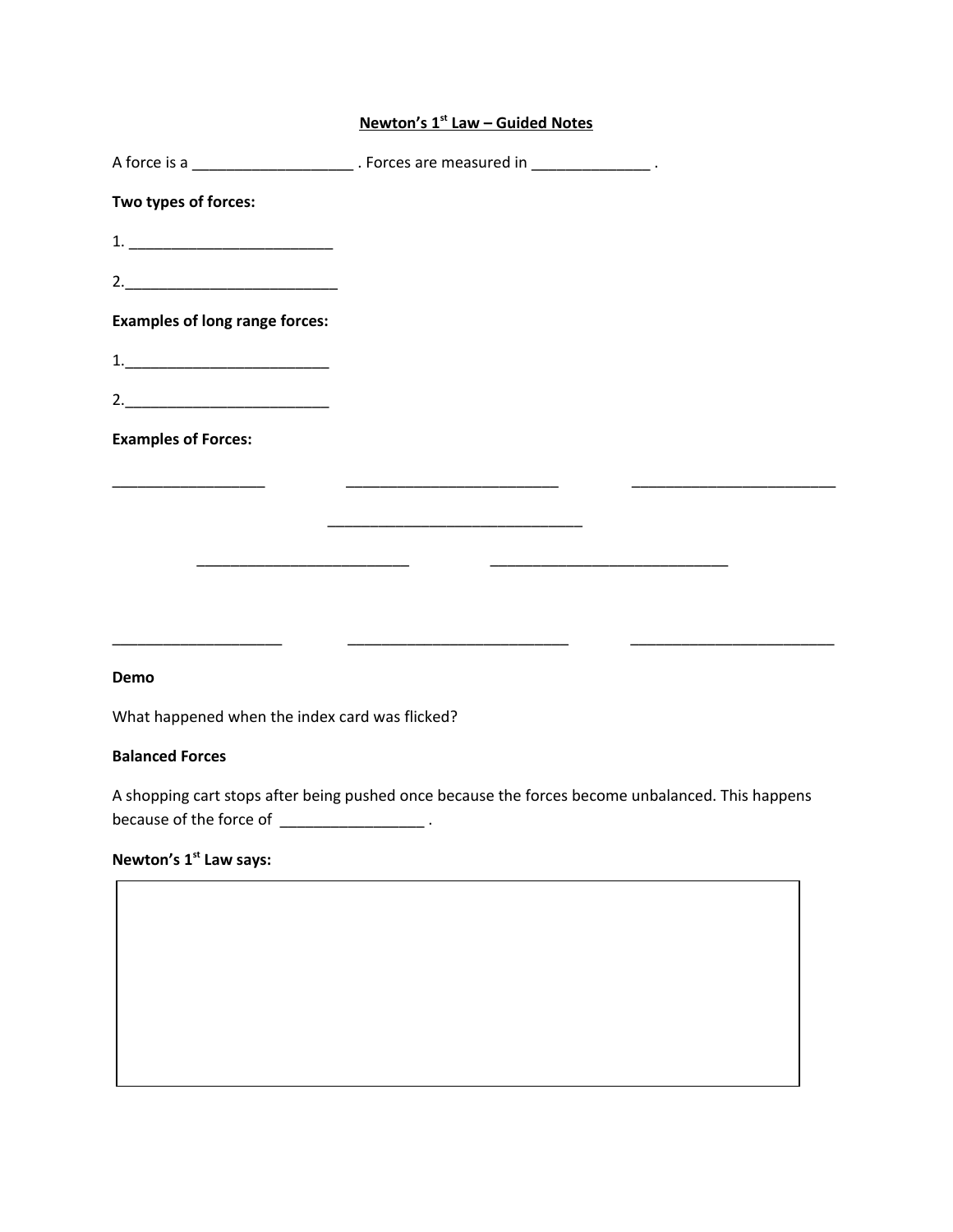# Newton's 1st Law – Guided Notes

A force is a ___________________ . Forces are measured in ______________ .

**Two types of forces:**

1. ________________________

2. _________________________

**Examples of long range forces:**

1. ________________________

2. ________________________

**Examples of Forces:**

__________________ _________________________ ________________________

______________________________

_________________________ ____________________________

____________________ __________________________ ________________________

**Demo**

What happened when the index card was flicked?

**Balanced Forces**

A shopping cart stops after being pushed once because the forces become unbalanced. This happens because of the force of _________________ .

**Newton's 1st Law says:**

| |
|---|
| |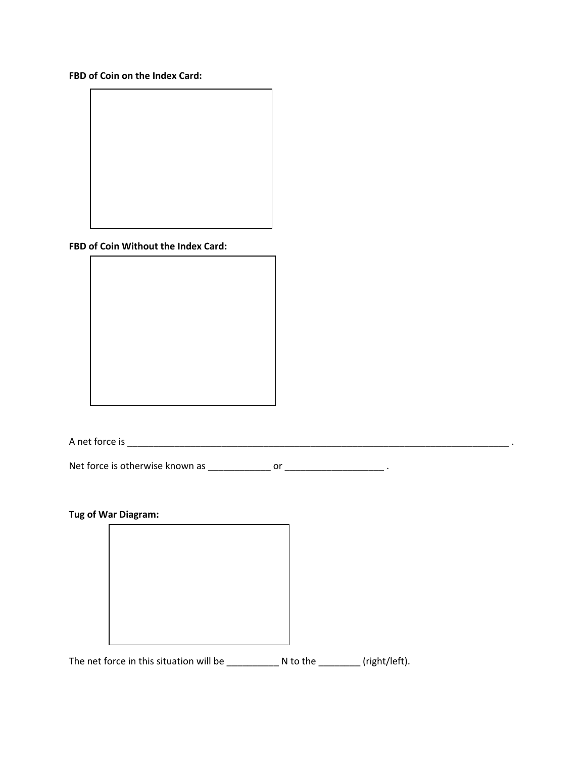**FBD of Coin on the Index Card:**

**FBD of Coin Without the Index Card:**

A net force is ___________________________________________________________________________ .

Net force is otherwise known as ____________ or ___________________ .

**Tug of War Diagram:**

The net force in this situation will be __________ N to the ________ (right/left).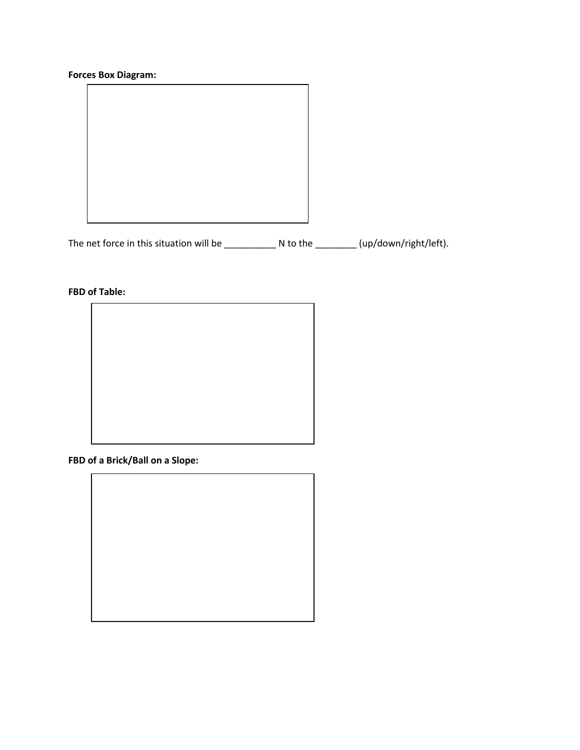**Forces Box Diagram:**

The net force in this situation will be __________ N to the ________ (up/down/right/left).

**FBD of Table:**

**FBD of a Brick/Ball on a Slope:**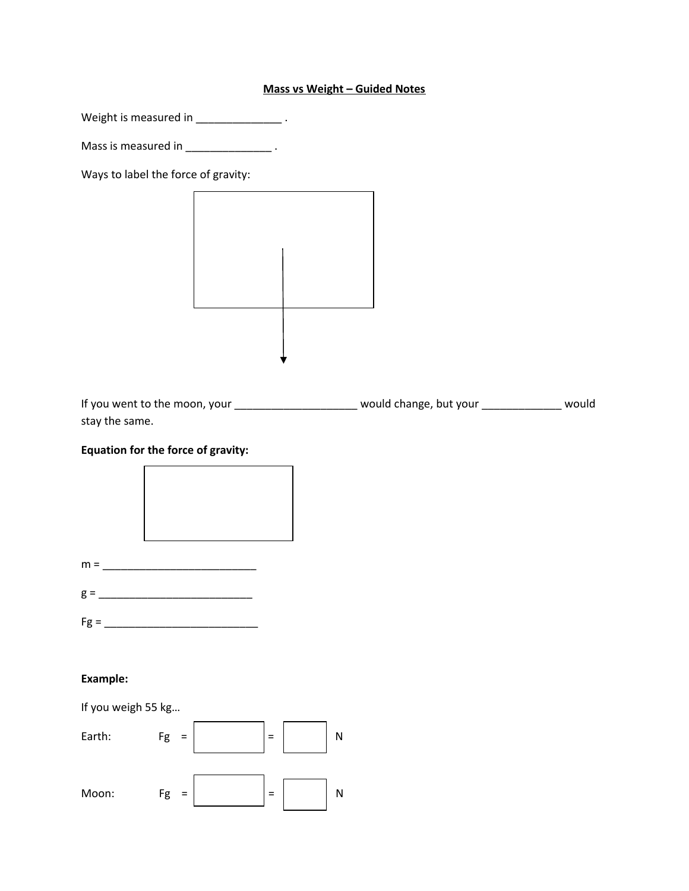# Mass vs Weight – Guided Notes

Weight is measured in ______________ .

Mass is measured in ______________ .

Ways to label the force of gravity:

If you went to the moon, your ____________________ would change, but your _____________ would stay the same.

**Equation for the force of gravity:**

m = __________________________

g = __________________________

Fg = __________________________

**Example:**

If you weigh 55 kg…

Earth: Fg = [ ] = [ ] N

Moon: Fg = [ ] = [ ] N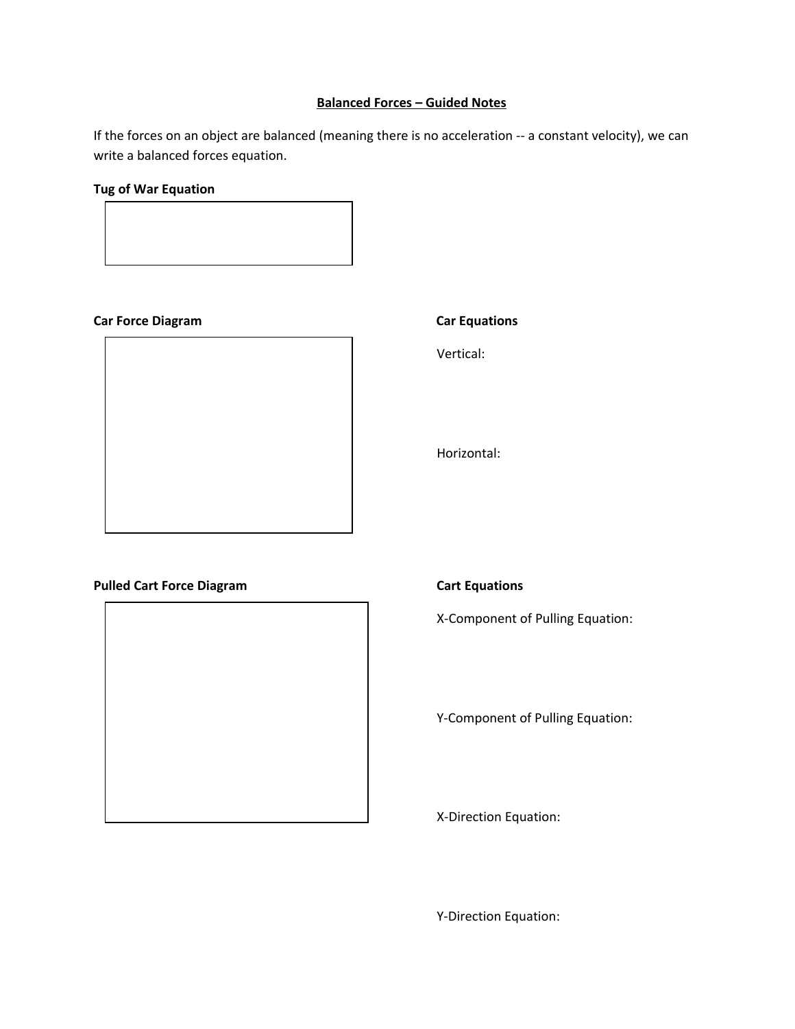# Balanced Forces – Guided Notes

If the forces on an object are balanced (meaning there is no acceleration -- a constant velocity), we can write a balanced forces equation.

**Tug of War Equation**

**Car Force Diagram**

**Car Equations**

Vertical:

Horizontal:

**Pulled Cart Force Diagram**

**Cart Equations**

X-Component of Pulling Equation:

Y-Component of Pulling Equation:

X-Direction Equation:

Y-Direction Equation: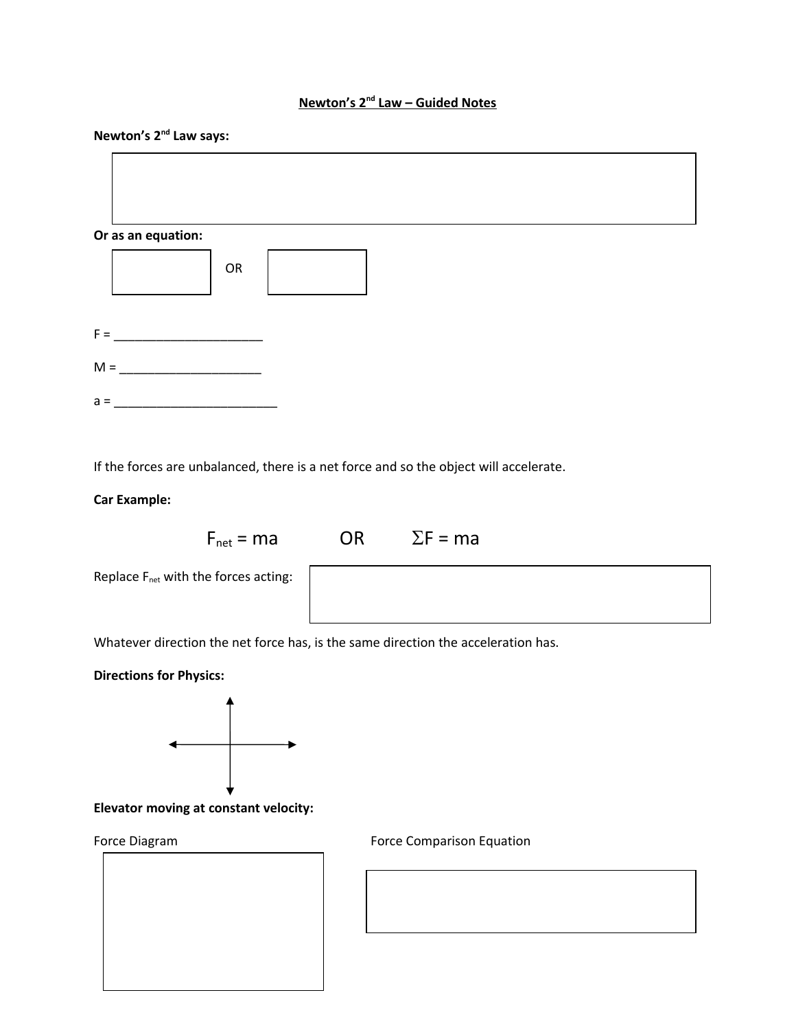# Newton's 2nd Law – Guided Notes

**Newton's 2nd Law says:**

**Or as an equation:**

OR

F = ______________________

M = _____________________

a = ________________________

If the forces are unbalanced, there is a net force and so the object will accelerate.

**Car Example:**

$$F_{net} = ma \qquad \text{OR} \qquad \Sigma F = ma$$

Replace $F_{net}$ with the forces acting:

Whatever direction the net force has, is the same direction the acceleration has.

**Directions for Physics:**

**Elevator moving at constant velocity:**

Force Diagram

Force Comparison Equation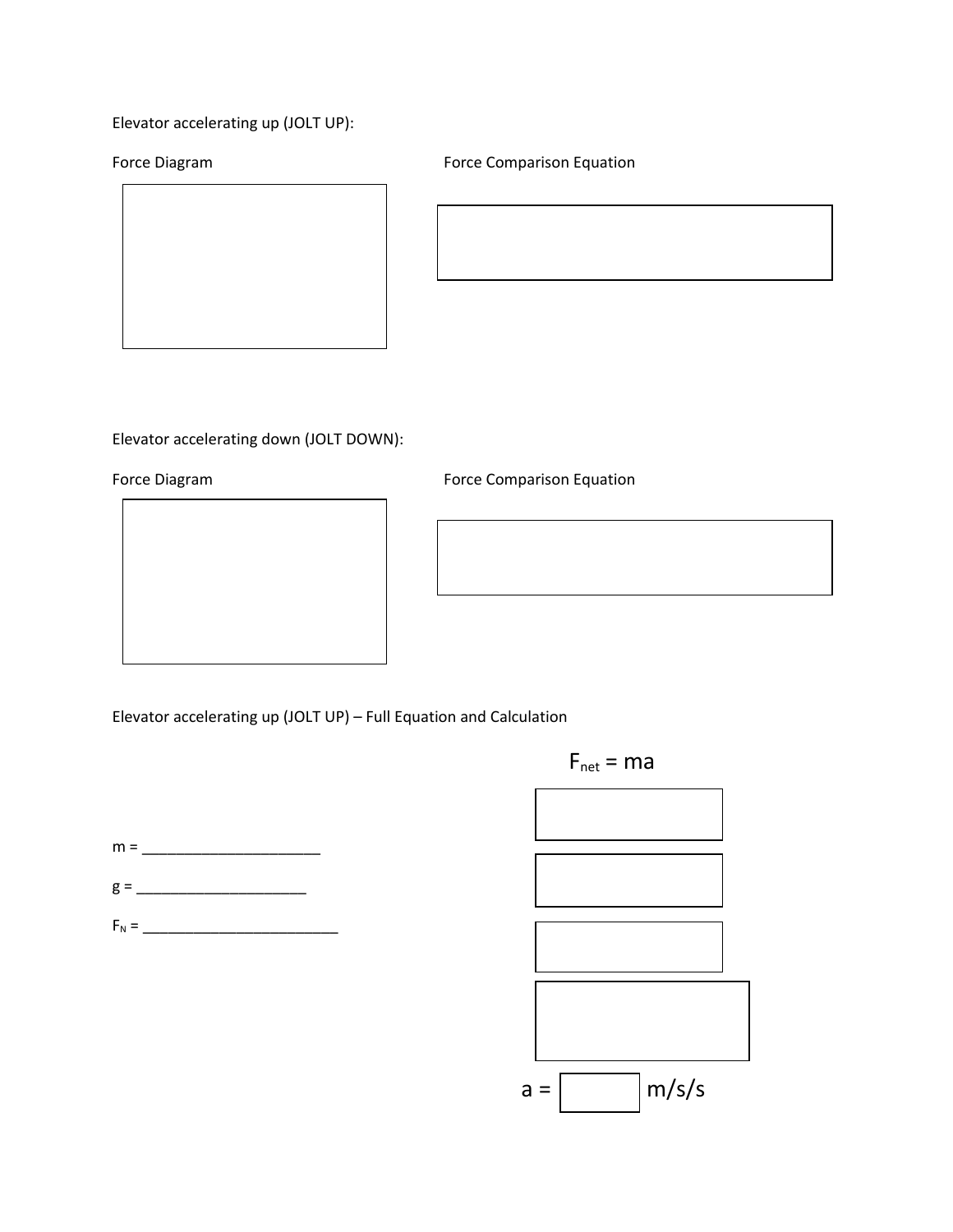Elevator accelerating up (JOLT UP):

Force Diagram

Force Comparison Equation

Elevator accelerating down (JOLT DOWN):

Force Diagram

Force Comparison Equation

Elevator accelerating up (JOLT UP) – Full Equation and Calculation

$F_{net} = ma$

m = ______________________

g = ______________________

$F_N$ = _________________________

a = ______ m/s/s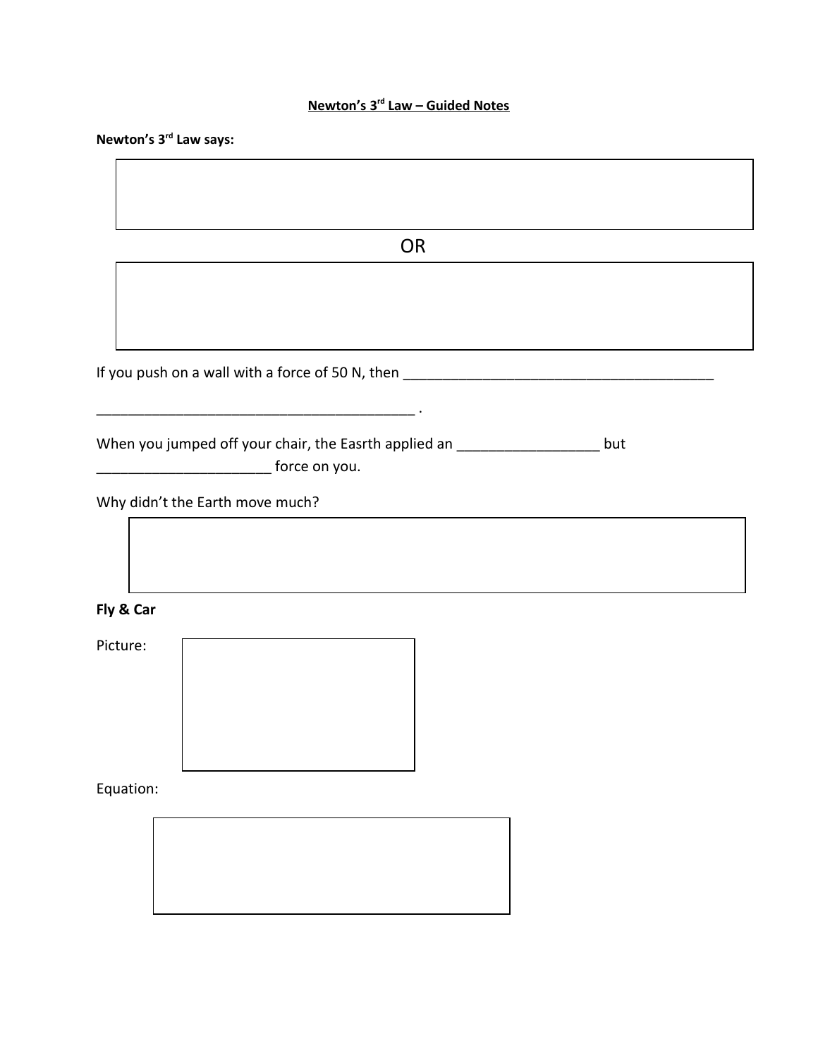**<u>Newton's 3rd Law – Guided Notes</u>**

**Newton's 3rd Law says:**

OR

If you push on a wall with a force of 50 N, then ________________________________________

________________________________________ .

When you jumped off your chair, the Easrth applied an __________________ but ______________________ force on you.

Why didn't the Earth move much?

**Fly & Car**

Picture:

Equation: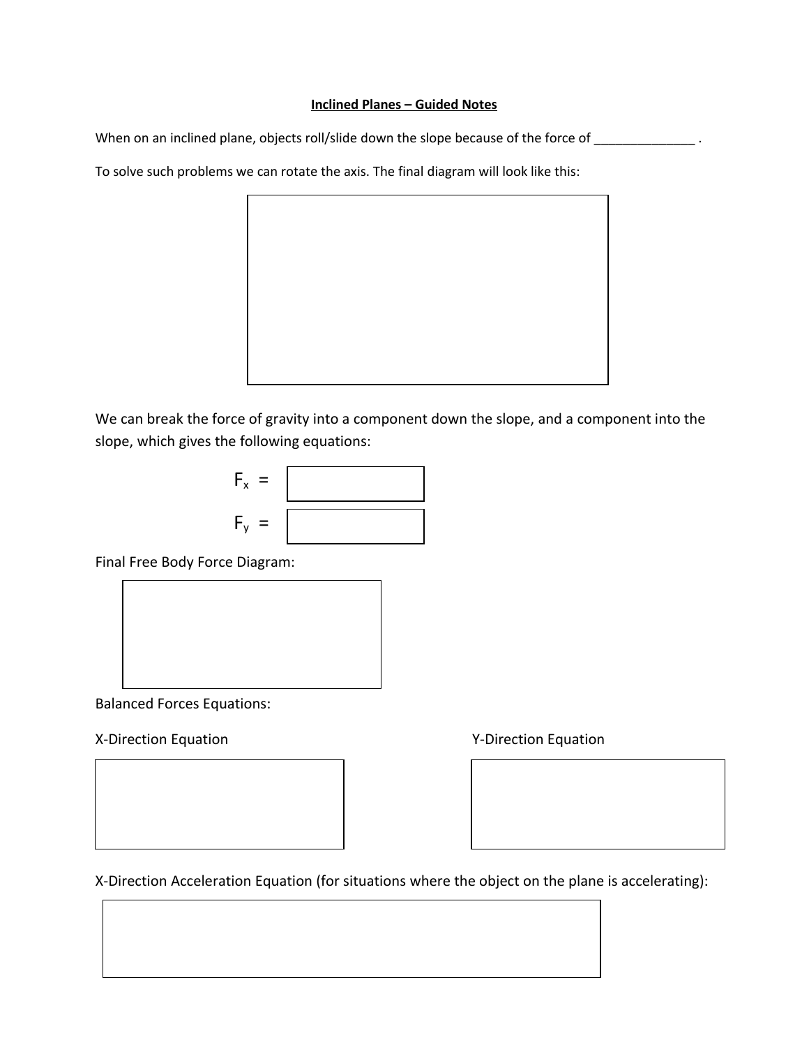**Inclined Planes – Guided Notes**

When on an inclined plane, objects roll/slide down the slope because of the force of ______________ .

To solve such problems we can rotate the axis. The final diagram will look like this:

We can break the force of gravity into a component down the slope, and a component into the slope, which gives the following equations:

$F_x$ =

$F_y$ =

Final Free Body Force Diagram:

Balanced Forces Equations:

X-Direction Equation

Y-Direction Equation

X-Direction Acceleration Equation (for situations where the object on the plane is accelerating):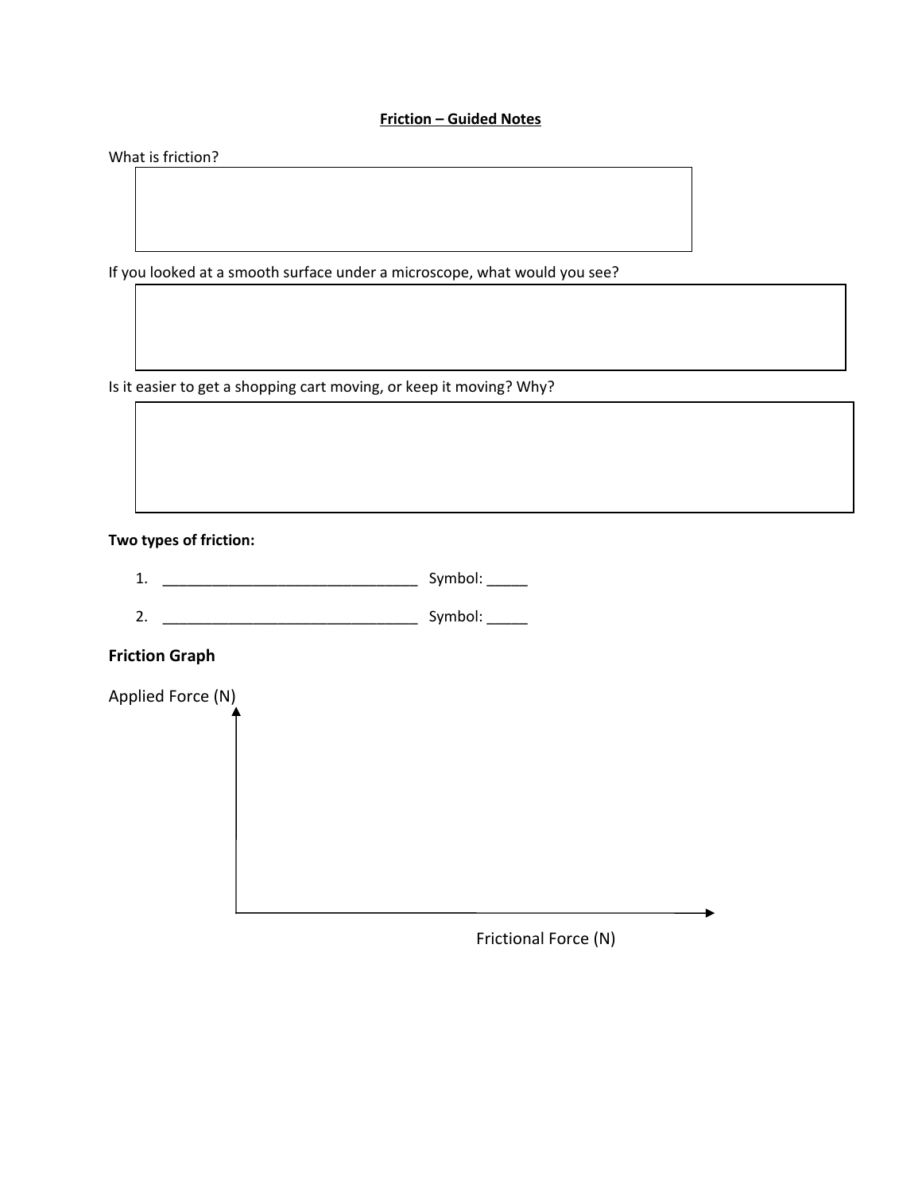# Friction – Guided Notes

What is friction?

If you looked at a smooth surface under a microscope, what would you see?

Is it easier to get a shopping cart moving, or keep it moving? Why?

**Two types of friction:**

1. _______________________________ Symbol: _____
2. _______________________________ Symbol: _____

## Friction Graph

Applied Force (N)

Frictional Force (N)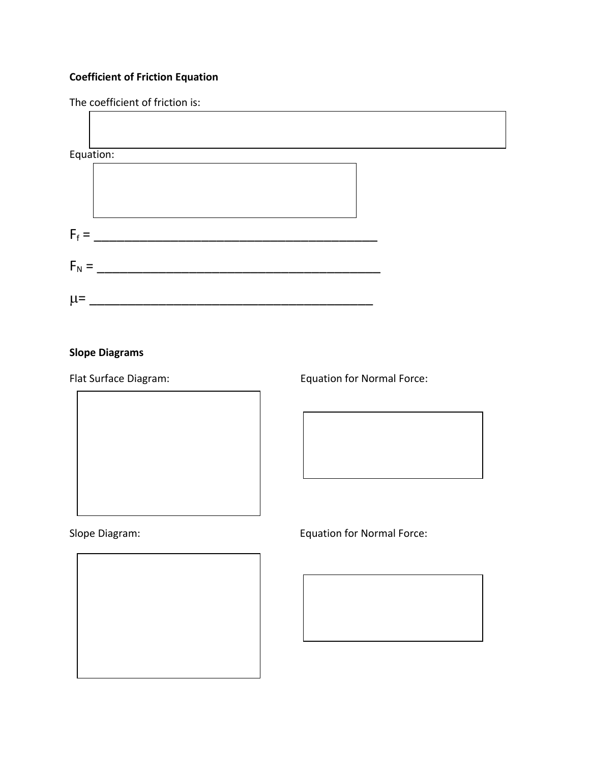**Coefficient of Friction Equation**

The coefficient of friction is:

Equation:

$F_f$ = ________________________________________

$F_N$ = ________________________________________

$\mu$= ________________________________________

**Slope Diagrams**

Flat Surface Diagram:

Equation for Normal Force:

Slope Diagram:

Equation for Normal Force: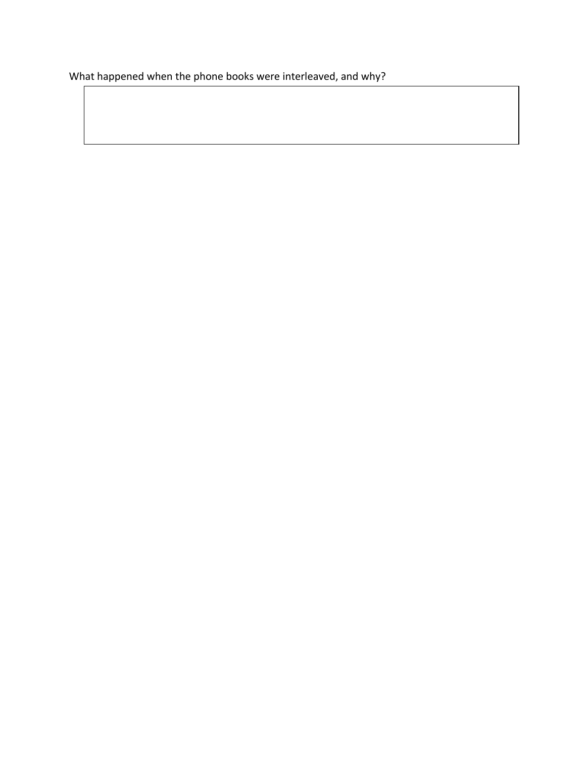What happened when the phone books were interleaved, and why?